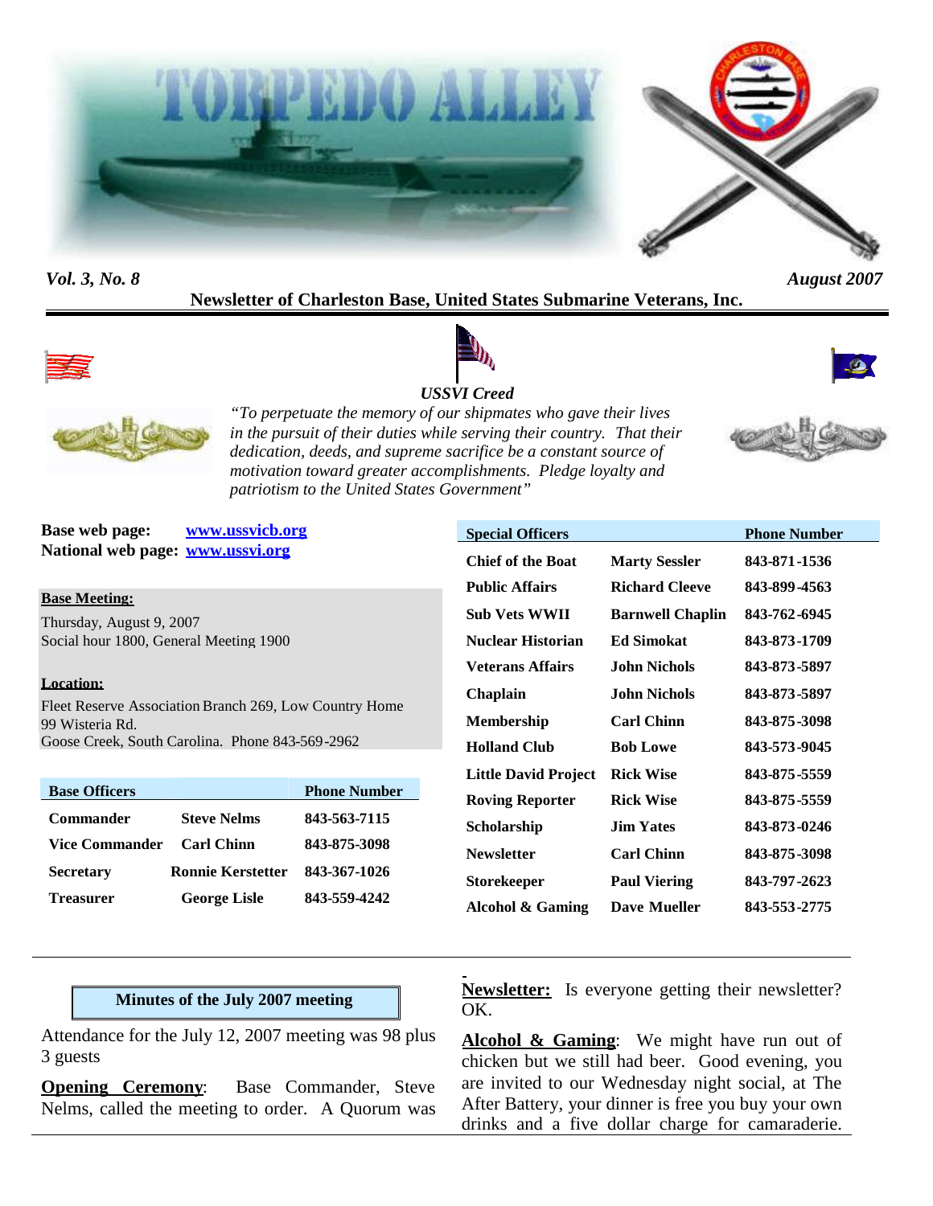# TORPEDO ALLEY

*Vol. 3, No. 8* *August 2007*

**Newsletter of Charleston Base, United States Submarine Veterans, Inc.**

***USSVI Creed***

*"To perpetuate the memory of our shipmates who gave their lives in the pursuit of their duties while serving their country. That their dedication, deeds, and supreme sacrifice be a constant source of motivation toward greater accomplishments. Pledge loyalty and patriotism to the United States Government"*

**Base web page:** www.ussvicb.org
**National web page:** www.ussvi.org

**Base Meeting:**
Thursday, August 9, 2007
Social hour 1800, General Meeting 1900

**Location:**
Fleet Reserve Association Branch 269, Low Country Home
99 Wisteria Rd.
Goose Creek, South Carolina. Phone 843-569-2962

| Base Officers | | Phone Number |
|---|---|---|
| Commander | Steve Nelms | 843-563-7115 |
| Vice Commander | Carl Chinn | 843-875-3098 |
| Secretary | Ronnie Kerstetter | 843-367-1026 |
| Treasurer | George Lisle | 843-559-4242 |

| Special Officers | | Phone Number |
|---|---|---|
| Chief of the Boat | Marty Sessler | 843-871-1536 |
| Public Affairs | Richard Cleeve | 843-899-4563 |
| Sub Vets WWII | Barnwell Chaplin | 843-762-6945 |
| Nuclear Historian | Ed Simokat | 843-873-1709 |
| Veterans Affairs | John Nichols | 843-873-5897 |
| Chaplain | John Nichols | 843-873-5897 |
| Membership | Carl Chinn | 843-875-3098 |
| Holland Club | Bob Lowe | 843-573-9045 |
| Little David Project | Rick Wise | 843-875-5559 |
| Roving Reporter | Rick Wise | 843-875-5559 |
| Scholarship | Jim Yates | 843-873-0246 |
| Newsletter | Carl Chinn | 843-875-3098 |
| Storekeeper | Paul Viering | 843-797-2623 |
| Alcohol & Gaming | Dave Mueller | 843-553-2775 |

## Minutes of the July 2007 meeting

Attendance for the July 12, 2007 meeting was 98 plus 3 guests

**Opening Ceremony**: Base Commander, Steve Nelms, called the meeting to order. A Quorum was

**Newsletter:** Is everyone getting their newsletter? OK.

**Alcohol & Gaming**: We might have run out of chicken but we still had beer. Good evening, you are invited to our Wednesday night social, at The After Battery, your dinner is free you buy your own drinks and a five dollar charge for camaraderie.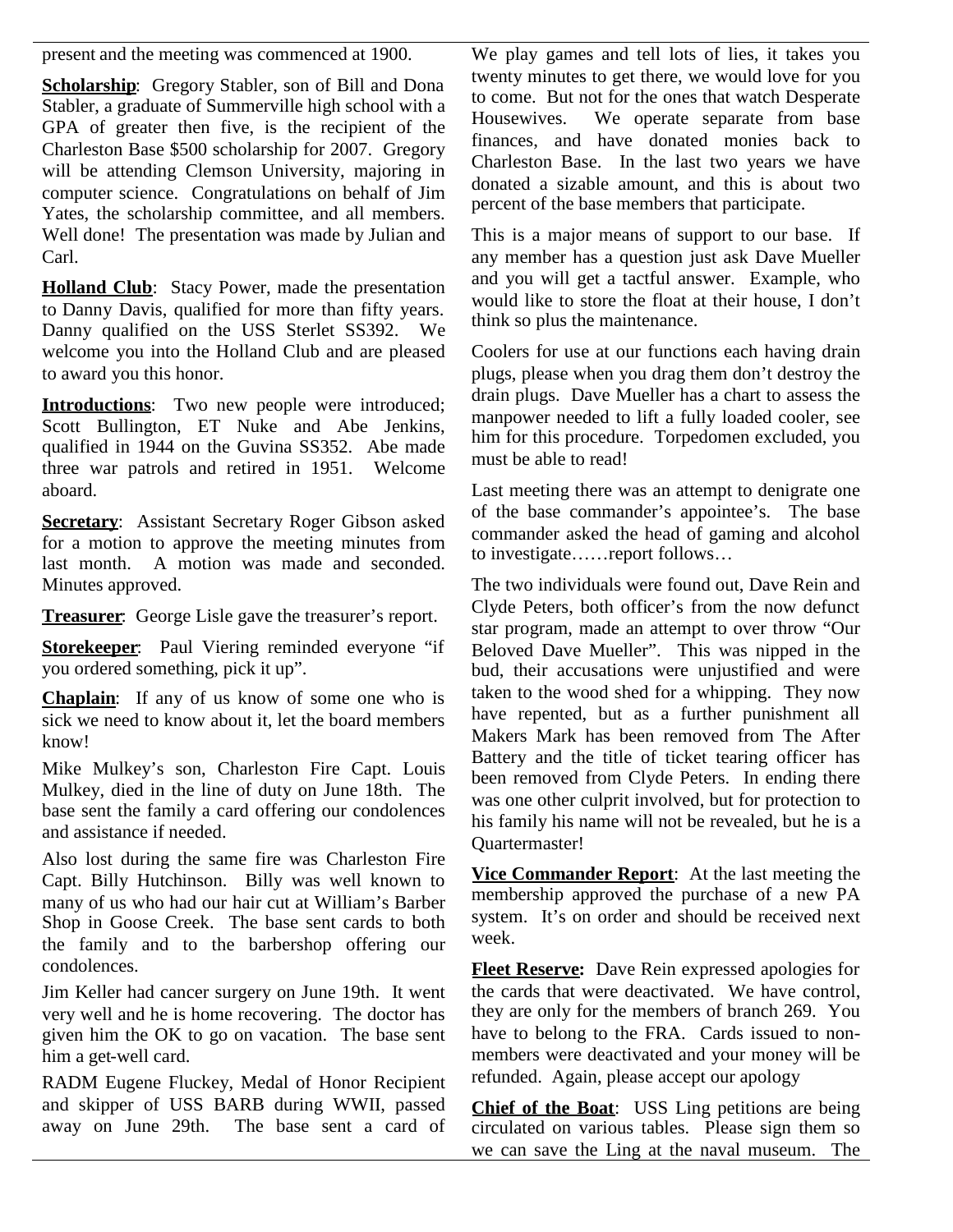present and the meeting was commenced at 1900.

**Scholarship**: Gregory Stabler, son of Bill and Dona Stabler, a graduate of Summerville high school with a GPA of greater then five, is the recipient of the Charleston Base $500 scholarship for 2007. Gregory will be attending Clemson University, majoring in computer science. Congratulations on behalf of Jim Yates, the scholarship committee, and all members. Well done! The presentation was made by Julian and Carl.

**Holland Club**: Stacy Power, made the presentation to Danny Davis, qualified for more than fifty years. Danny qualified on the USS Sterlet SS392. We welcome you into the Holland Club and are pleased to award you this honor.

**Introductions**: Two new people were introduced; Scott Bullington, ET Nuke and Abe Jenkins, qualified in 1944 on the Guvina SS352. Abe made three war patrols and retired in 1951. Welcome aboard.

**Secretary**: Assistant Secretary Roger Gibson asked for a motion to approve the meeting minutes from last month. A motion was made and seconded. Minutes approved.

**Treasurer**: George Lisle gave the treasurer's report.

**Storekeeper**: Paul Viering reminded everyone "if you ordered something, pick it up".

**Chaplain**: If any of us know of some one who is sick we need to know about it, let the board members know!

Mike Mulkey's son, Charleston Fire Capt. Louis Mulkey, died in the line of duty on June 18th. The base sent the family a card offering our condolences and assistance if needed.

Also lost during the same fire was Charleston Fire Capt. Billy Hutchinson. Billy was well known to many of us who had our hair cut at William's Barber Shop in Goose Creek. The base sent cards to both the family and to the barbershop offering our condolences.

Jim Keller had cancer surgery on June 19th. It went very well and he is home recovering. The doctor has given him the OK to go on vacation. The base sent him a get-well card.

RADM Eugene Fluckey, Medal of Honor Recipient and skipper of USS BARB during WWII, passed away on June 29th. The base sent a card of

We play games and tell lots of lies, it takes you twenty minutes to get there, we would love for you to come. But not for the ones that watch Desperate Housewives. We operate separate from base finances, and have donated monies back to Charleston Base. In the last two years we have donated a sizable amount, and this is about two percent of the base members that participate.

This is a major means of support to our base. If any member has a question just ask Dave Mueller and you will get a tactful answer. Example, who would like to store the float at their house, I don't think so plus the maintenance.

Coolers for use at our functions each having drain plugs, please when you drag them don't destroy the drain plugs. Dave Mueller has a chart to assess the manpower needed to lift a fully loaded cooler, see him for this procedure. Torpedomen excluded, you must be able to read!

Last meeting there was an attempt to denigrate one of the base commander's appointee's. The base commander asked the head of gaming and alcohol to investigate……report follows…

The two individuals were found out, Dave Rein and Clyde Peters, both officer's from the now defunct star program, made an attempt to over throw "Our Beloved Dave Mueller". This was nipped in the bud, their accusations were unjustified and were taken to the wood shed for a whipping. They now have repented, but as a further punishment all Makers Mark has been removed from The After Battery and the title of ticket tearing officer has been removed from Clyde Peters. In ending there was one other culprit involved, but for protection to his family his name will not be revealed, but he is a Quartermaster!

**Vice Commander Report**: At the last meeting the membership approved the purchase of a new PA system. It's on order and should be received next week.

**Fleet Reserve:** Dave Rein expressed apologies for the cards that were deactivated. We have control, they are only for the members of branch 269. You have to belong to the FRA. Cards issued to non-members were deactivated and your money will be refunded. Again, please accept our apology

**Chief of the Boat**: USS Ling petitions are being circulated on various tables. Please sign them so we can save the Ling at the naval museum. The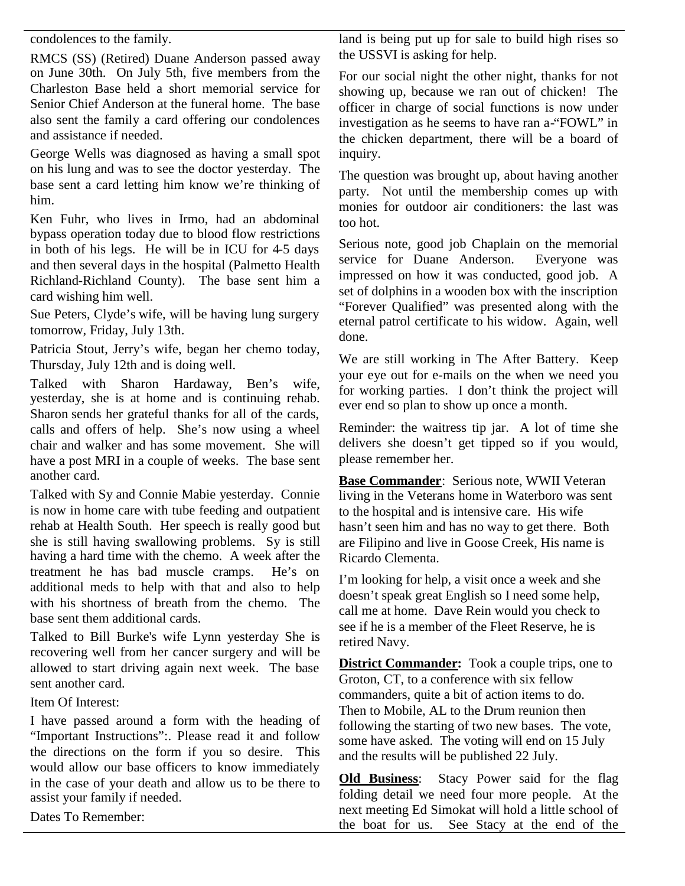condolences to the family.

RMCS (SS) (Retired) Duane Anderson passed away on June 30th. On July 5th, five members from the Charleston Base held a short memorial service for Senior Chief Anderson at the funeral home. The base also sent the family a card offering our condolences and assistance if needed.

George Wells was diagnosed as having a small spot on his lung and was to see the doctor yesterday. The base sent a card letting him know we're thinking of him.

Ken Fuhr, who lives in Irmo, had an abdominal bypass operation today due to blood flow restrictions in both of his legs. He will be in ICU for 4-5 days and then several days in the hospital (Palmetto Health Richland-Richland County). The base sent him a card wishing him well.

Sue Peters, Clyde's wife, will be having lung surgery tomorrow, Friday, July 13th.

Patricia Stout, Jerry's wife, began her chemo today, Thursday, July 12th and is doing well.

Talked with Sharon Hardaway, Ben's wife, yesterday, she is at home and is continuing rehab. Sharon sends her grateful thanks for all of the cards, calls and offers of help. She's now using a wheel chair and walker and has some movement. She will have a post MRI in a couple of weeks. The base sent another card.

Talked with Sy and Connie Mabie yesterday. Connie is now in home care with tube feeding and outpatient rehab at Health South. Her speech is really good but she is still having swallowing problems. Sy is still having a hard time with the chemo. A week after the treatment he has bad muscle cramps. He's on additional meds to help with that and also to help with his shortness of breath from the chemo. The base sent them additional cards.

Talked to Bill Burke's wife Lynn yesterday She is recovering well from her cancer surgery and will be allowed to start driving again next week. The base sent another card.

Item Of Interest:

I have passed around a form with the heading of "Important Instructions":. Please read it and follow the directions on the form if you so desire. This would allow our base officers to know immediately in the case of your death and allow us to be there to assist your family if needed.

Dates To Remember:

land is being put up for sale to build high rises so the USSVI is asking for help.

For our social night the other night, thanks for not showing up, because we ran out of chicken! The officer in charge of social functions is now under investigation as he seems to have ran a-"FOWL" in the chicken department, there will be a board of inquiry.

The question was brought up, about having another party. Not until the membership comes up with monies for outdoor air conditioners: the last was too hot.

Serious note, good job Chaplain on the memorial service for Duane Anderson. Everyone was impressed on how it was conducted, good job. A set of dolphins in a wooden box with the inscription "Forever Qualified" was presented along with the eternal patrol certificate to his widow. Again, well done.

We are still working in The After Battery. Keep your eye out for e-mails on the when we need you for working parties. I don't think the project will ever end so plan to show up once a month.

Reminder: the waitress tip jar. A lot of time she delivers she doesn't get tipped so if you would, please remember her.

**Base Commander**: Serious note, WWII Veteran living in the Veterans home in Waterboro was sent to the hospital and is intensive care. His wife hasn't seen him and has no way to get there. Both are Filipino and live in Goose Creek, His name is Ricardo Clementa.

I'm looking for help, a visit once a week and she doesn't speak great English so I need some help, call me at home. Dave Rein would you check to see if he is a member of the Fleet Reserve, he is retired Navy.

**District Commander:** Took a couple trips, one to Groton, CT, to a conference with six fellow commanders, quite a bit of action items to do. Then to Mobile, AL to the Drum reunion then following the starting of two new bases. The vote, some have asked. The voting will end on 15 July and the results will be published 22 July.

**Old Business**: Stacy Power said for the flag folding detail we need four more people. At the next meeting Ed Simokat will hold a little school of the boat for us. See Stacy at the end of the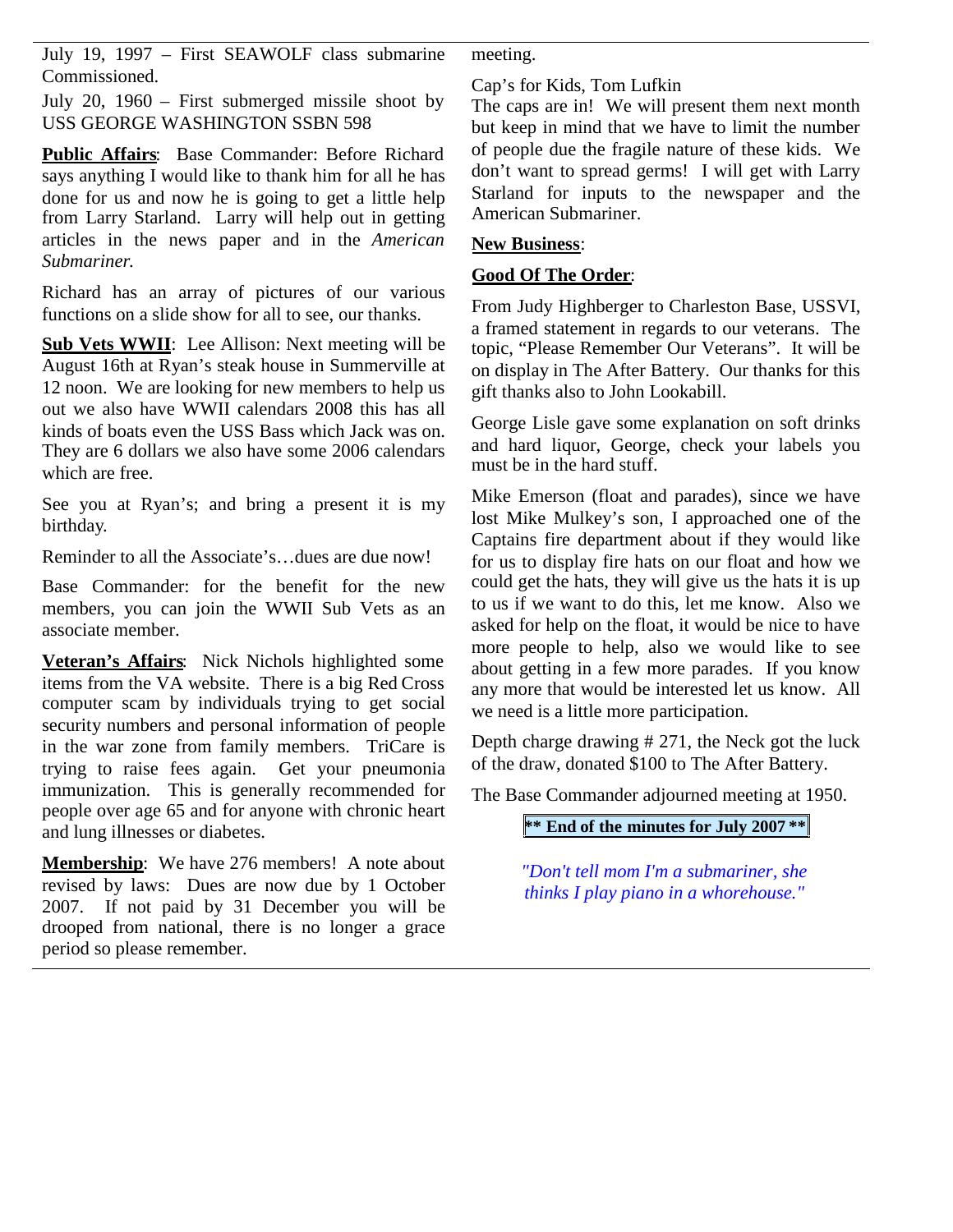July 19, 1997 – First SEAWOLF class submarine Commissioned.

July 20, 1960 – First submerged missile shoot by USS GEORGE WASHINGTON SSBN 598

**Public Affairs**: Base Commander: Before Richard says anything I would like to thank him for all he has done for us and now he is going to get a little help from Larry Starland. Larry will help out in getting articles in the news paper and in the *American Submariner.*

Richard has an array of pictures of our various functions on a slide show for all to see, our thanks.

**Sub Vets WWII**: Lee Allison: Next meeting will be August 16th at Ryan's steak house in Summerville at 12 noon. We are looking for new members to help us out we also have WWII calendars 2008 this has all kinds of boats even the USS Bass which Jack was on. They are 6 dollars we also have some 2006 calendars which are free.

See you at Ryan's; and bring a present it is my birthday.

Reminder to all the Associate's…dues are due now!

Base Commander: for the benefit for the new members, you can join the WWII Sub Vets as an associate member.

**Veteran's Affairs**: Nick Nichols highlighted some items from the VA website. There is a big Red Cross computer scam by individuals trying to get social security numbers and personal information of people in the war zone from family members. TriCare is trying to raise fees again. Get your pneumonia immunization. This is generally recommended for people over age 65 and for anyone with chronic heart and lung illnesses or diabetes.

**Membership**: We have 276 members! A note about revised by laws: Dues are now due by 1 October 2007. If not paid by 31 December you will be drooped from national, there is no longer a grace period so please remember.

meeting.

Cap's for Kids, Tom Lufkin
The caps are in! We will present them next month but keep in mind that we have to limit the number of people due the fragile nature of these kids. We don't want to spread germs! I will get with Larry Starland for inputs to the newspaper and the American Submariner.

**New Business**:

**Good Of The Order**:

From Judy Highberger to Charleston Base, USSVI, a framed statement in regards to our veterans. The topic, "Please Remember Our Veterans". It will be on display in The After Battery. Our thanks for this gift thanks also to John Lookabill.

George Lisle gave some explanation on soft drinks and hard liquor, George, check your labels you must be in the hard stuff.

Mike Emerson (float and parades), since we have lost Mike Mulkey's son, I approached one of the Captains fire department about if they would like for us to display fire hats on our float and how we could get the hats, they will give us the hats it is up to us if we want to do this, let me know. Also we asked for help on the float, it would be nice to have more people to help, also we would like to see about getting in a few more parades. If you know any more that would be interested let us know. All we need is a little more participation.

Depth charge drawing # 271, the Neck got the luck of the draw, donated $100 to The After Battery.

The Base Commander adjourned meeting at 1950.

**** End of the minutes for July 2007 ****

*"Don't tell mom I'm a submariner, she thinks I play piano in a whorehouse."*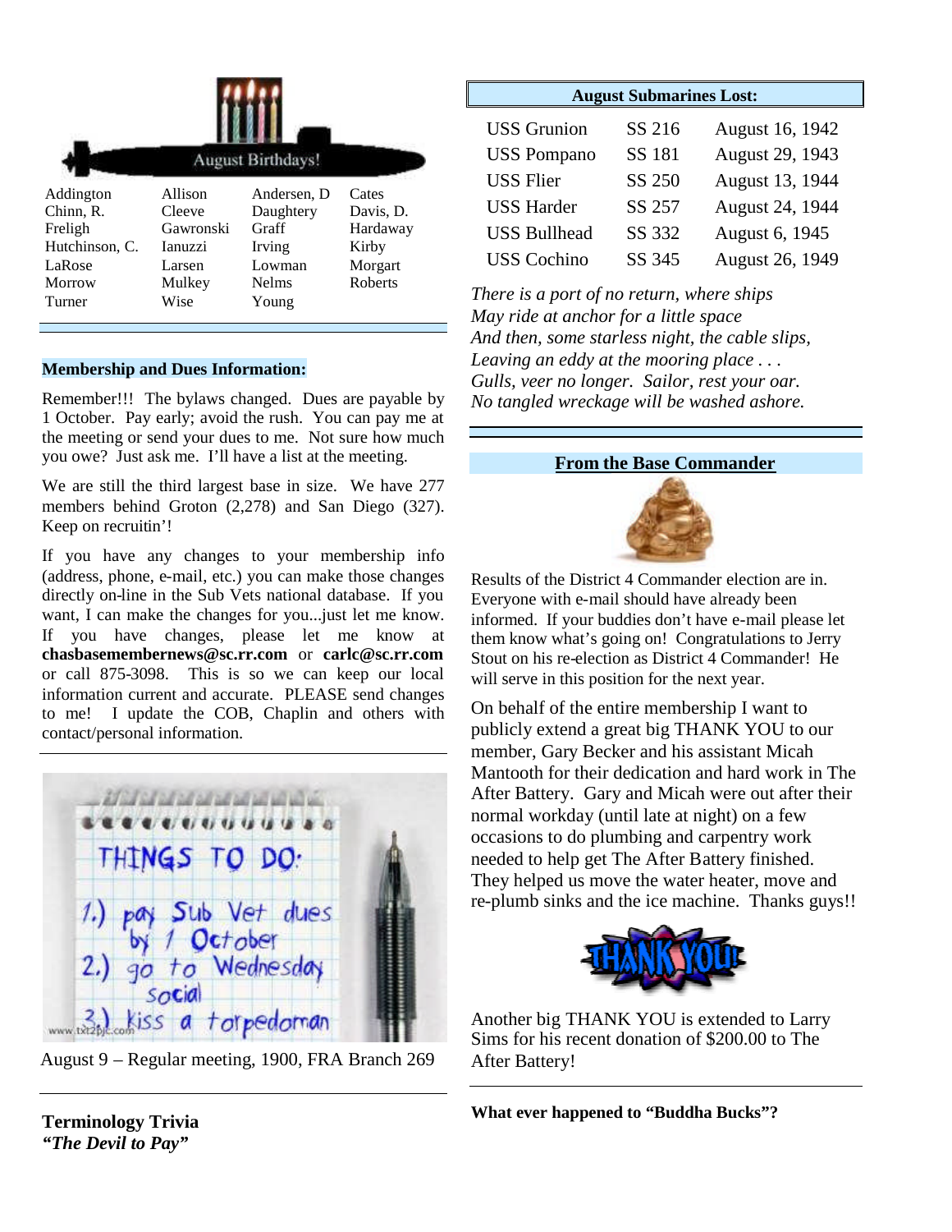## August Birthdays!

| | | | |
|---|---|---|---|
| Addington | Allison | Andersen, D | Cates |
| Chinn, R. | Cleeve | Daughtery | Davis, D. |
| Freligh | Gawronski | Graff | Hardaway |
| Hutchinson, C. | Ianuzzi | Irving | Kirby |
| LaRose | Larsen | Lowman | Morgart |
| Morrow | Mulkey | Nelms | Roberts |
| Turner | Wise | Young | |

### Membership and Dues Information:

Remember!!! The bylaws changed. Dues are payable by 1 October. Pay early; avoid the rush. You can pay me at the meeting or send your dues to me. Not sure how much you owe? Just ask me. I'll have a list at the meeting.

We are still the third largest base in size. We have 277 members behind Groton (2,278) and San Diego (327). Keep on recruitin'!

If you have any changes to your membership info (address, phone, e-mail, etc.) you can make those changes directly on-line in the Sub Vets national database. If you want, I can make the changes for you...just let me know. If you have changes, please let me know at **chasbasemembernews@sc.rr.com** or **carlc@sc.rr.com** or call 875-3098. This is so we can keep our local information current and accurate. PLEASE send changes to me! I update the COB, Chaplin and others with contact/personal information.

August 9 – Regular meeting, 1900, FRA Branch 269

### Terminology Trivia

***"The Devil to Pay"***

### August Submarines Lost:

| | | |
|---|---|---|
| USS Grunion | SS 216 | August 16, 1942 |
| USS Pompano | SS 181 | August 29, 1943 |
| USS Flier | SS 250 | August 13, 1944 |
| USS Harder | SS 257 | August 24, 1944 |
| USS Bullhead | SS 332 | August 6, 1945 |
| USS Cochino | SS 345 | August 26, 1949 |

*There is a port of no return, where ships*
*May ride at anchor for a little space*
*And then, some starless night, the cable slips,*
*Leaving an eddy at the mooring place . . .*
*Gulls, veer no longer. Sailor, rest your oar.*
*No tangled wreckage will be washed ashore.*

### From the Base Commander

Results of the District 4 Commander election are in. Everyone with e-mail should have already been informed. If your buddies don't have e-mail please let them know what's going on! Congratulations to Jerry Stout on his re-election as District 4 Commander! He will serve in this position for the next year.

On behalf of the entire membership I want to publicly extend a great big THANK YOU to our member, Gary Becker and his assistant Micah Mantooth for their dedication and hard work in The After Battery. Gary and Micah were out after their normal workday (until late at night) on a few occasions to do plumbing and carpentry work needed to help get The After Battery finished. They helped us move the water heater, move and re-plumb sinks and the ice machine. Thanks guys!!

Another big THANK YOU is extended to Larry Sims for his recent donation of $200.00 to The After Battery!

**What ever happened to "Buddha Bucks"?**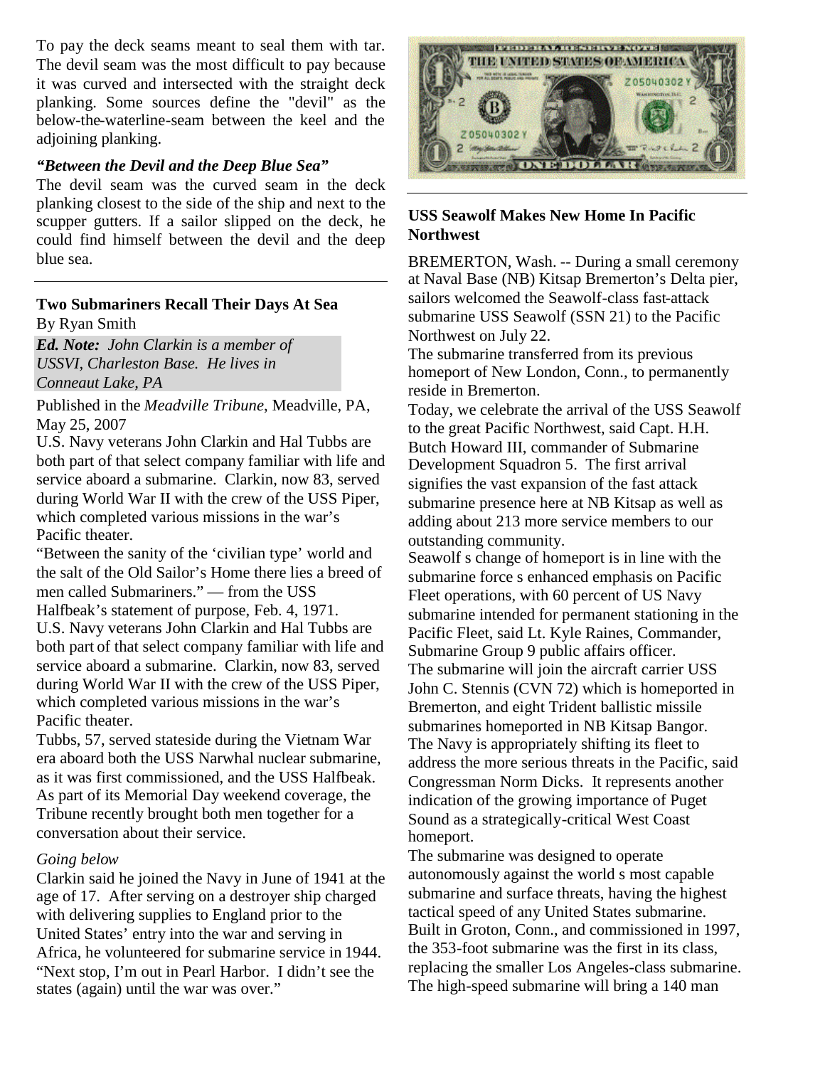To pay the deck seams meant to seal them with tar. The devil seam was the most difficult to pay because it was curved and intersected with the straight deck planking. Some sources define the "devil" as the below-the-waterline-seam between the keel and the adjoining planking.

***"Between the Devil and the Deep Blue Sea"***

The devil seam was the curved seam in the deck planking closest to the side of the ship and next to the scupper gutters. If a sailor slipped on the deck, he could find himself between the devil and the deep blue sea.

---

### Two Submariners Recall Their Days At Sea

By Ryan Smith

***Ed. Note:*** *John Clarkin is a member of USSVI, Charleston Base. He lives in Conneaut Lake, PA*

Published in the *Meadville Tribune*, Meadville, PA, May 25, 2007

U.S. Navy veterans John Clarkin and Hal Tubbs are both part of that select company familiar with life and service aboard a submarine. Clarkin, now 83, served during World War II with the crew of the USS Piper, which completed various missions in the war's Pacific theater.

"Between the sanity of the 'civilian type' world and the salt of the Old Sailor's Home there lies a breed of men called Submariners." — from the USS Halfbeak's statement of purpose, Feb. 4, 1971.

U.S. Navy veterans John Clarkin and Hal Tubbs are both part of that select company familiar with life and service aboard a submarine. Clarkin, now 83, served during World War II with the crew of the USS Piper, which completed various missions in the war's Pacific theater.

Tubbs, 57, served stateside during the Vietnam War era aboard both the USS Narwhal nuclear submarine, as it was first commissioned, and the USS Halfbeak. As part of its Memorial Day weekend coverage, the Tribune recently brought both men together for a conversation about their service.

*Going below*

Clarkin said he joined the Navy in June of 1941 at the age of 17. After serving on a destroyer ship charged with delivering supplies to England prior to the United States' entry into the war and serving in Africa, he volunteered for submarine service in 1944. "Next stop, I'm out in Pearl Harbor. I didn't see the states (again) until the war was over."

---

### USS Seawolf Makes New Home In Pacific Northwest

BREMERTON, Wash. -- During a small ceremony at Naval Base (NB) Kitsap Bremerton's Delta pier, sailors welcomed the Seawolf-class fast-attack submarine USS Seawolf (SSN 21) to the Pacific Northwest on July 22.

The submarine transferred from its previous homeport of New London, Conn., to permanently reside in Bremerton.

Today, we celebrate the arrival of the USS Seawolf to the great Pacific Northwest, said Capt. H.H. Butch Howard III, commander of Submarine Development Squadron 5. The first arrival signifies the vast expansion of the fast attack submarine presence here at NB Kitsap as well as adding about 213 more service members to our outstanding community.

Seawolf s change of homeport is in line with the submarine force s enhanced emphasis on Pacific Fleet operations, with 60 percent of US Navy submarine intended for permanent stationing in the Pacific Fleet, said Lt. Kyle Raines, Commander, Submarine Group 9 public affairs officer.

The submarine will join the aircraft carrier USS John C. Stennis (CVN 72) which is homeported in Bremerton, and eight Trident ballistic missile submarines homeported in NB Kitsap Bangor.

The Navy is appropriately shifting its fleet to address the more serious threats in the Pacific, said Congressman Norm Dicks. It represents another indication of the growing importance of Puget Sound as a strategically-critical West Coast homeport.

The submarine was designed to operate autonomously against the world s most capable submarine and surface threats, having the highest tactical speed of any United States submarine.

Built in Groton, Conn., and commissioned in 1997, the 353-foot submarine was the first in its class, replacing the smaller Los Angeles-class submarine.

The high-speed submarine will bring a 140 man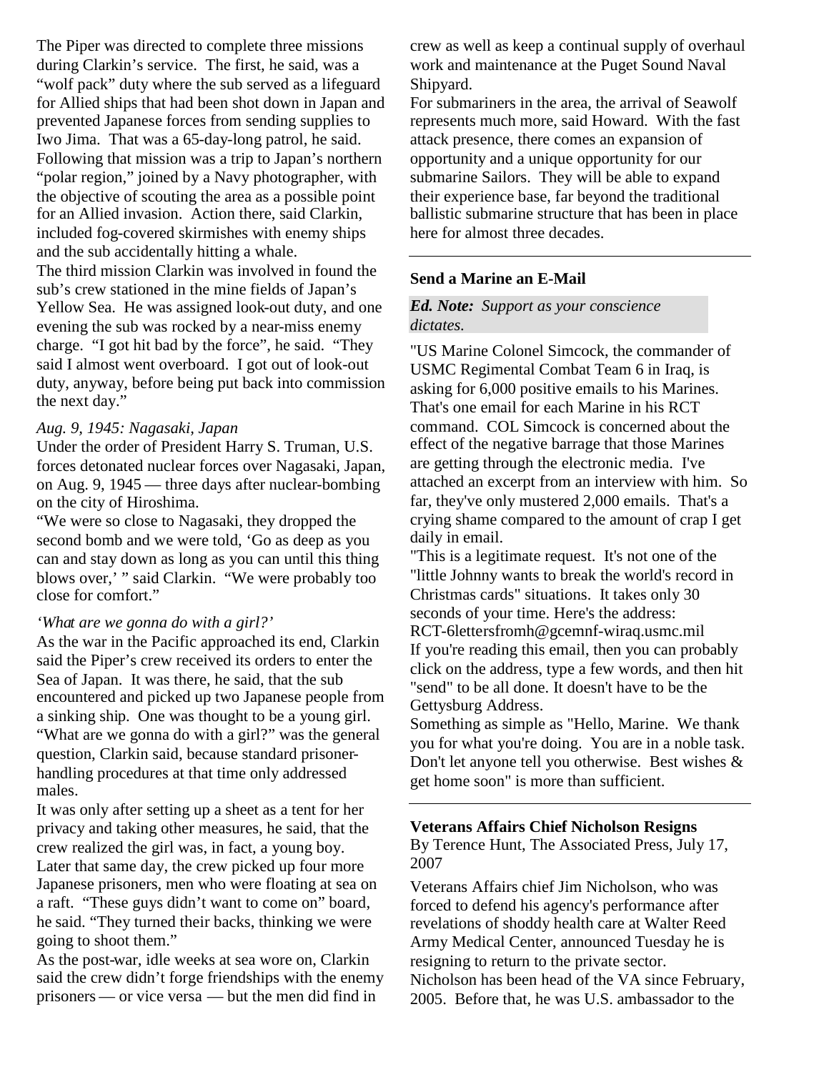The Piper was directed to complete three missions during Clarkin's service. The first, he said, was a "wolf pack" duty where the sub served as a lifeguard for Allied ships that had been shot down in Japan and prevented Japanese forces from sending supplies to Iwo Jima. That was a 65-day-long patrol, he said. Following that mission was a trip to Japan's northern "polar region," joined by a Navy photographer, with the objective of scouting the area as a possible point for an Allied invasion. Action there, said Clarkin, included fog-covered skirmishes with enemy ships and the sub accidentally hitting a whale.

The third mission Clarkin was involved in found the sub's crew stationed in the mine fields of Japan's Yellow Sea. He was assigned look-out duty, and one evening the sub was rocked by a near-miss enemy charge. "I got hit bad by the force", he said. "They said I almost went overboard. I got out of look-out duty, anyway, before being put back into commission the next day."

*Aug. 9, 1945: Nagasaki, Japan*

Under the order of President Harry S. Truman, U.S. forces detonated nuclear forces over Nagasaki, Japan, on Aug. 9, 1945 — three days after nuclear-bombing on the city of Hiroshima.

"We were so close to Nagasaki, they dropped the second bomb and we were told, 'Go as deep as you can and stay down as long as you can until this thing blows over,' " said Clarkin. "We were probably too close for comfort."

*'What are we gonna do with a girl?'*

As the war in the Pacific approached its end, Clarkin said the Piper's crew received its orders to enter the Sea of Japan. It was there, he said, that the sub encountered and picked up two Japanese people from a sinking ship. One was thought to be a young girl. "What are we gonna do with a girl?" was the general question, Clarkin said, because standard prisoner-handling procedures at that time only addressed males.

It was only after setting up a sheet as a tent for her privacy and taking other measures, he said, that the crew realized the girl was, in fact, a young boy. Later that same day, the crew picked up four more Japanese prisoners, men who were floating at sea on a raft. "These guys didn't want to come on" board, he said. "They turned their backs, thinking we were going to shoot them."

As the post-war, idle weeks at sea wore on, Clarkin said the crew didn't forge friendships with the enemy prisoners — or vice versa — but the men did find in crew as well as keep a continual supply of overhaul work and maintenance at the Puget Sound Naval Shipyard.

For submariners in the area, the arrival of Seawolf represents much more, said Howard. With the fast attack presence, there comes an expansion of opportunity and a unique opportunity for our submarine Sailors. They will be able to expand their experience base, far beyond the traditional ballistic submarine structure that has been in place here for almost three decades.

---

**Send a Marine an E-Mail**

***Ed. Note:*** *Support as your conscience dictates.*

"US Marine Colonel Simcock, the commander of USMC Regimental Combat Team 6 in Iraq, is asking for 6,000 positive emails to his Marines. That's one email for each Marine in his RCT command. COL Simcock is concerned about the effect of the negative barrage that those Marines are getting through the electronic media. I've attached an excerpt from an interview with him. So far, they've only mustered 2,000 emails. That's a crying shame compared to the amount of crap I get daily in email.

"This is a legitimate request. It's not one of the "little Johnny wants to break the world's record in Christmas cards" situations. It takes only 30 seconds of your time. Here's the address: RCT-6lettersfromh@gcemnf-wiraq.usmc.mil

If you're reading this email, then you can probably click on the address, type a few words, and then hit "send" to be all done. It doesn't have to be the Gettysburg Address.

Something as simple as "Hello, Marine. We thank you for what you're doing. You are in a noble task. Don't let anyone tell you otherwise. Best wishes & get home soon" is more than sufficient.

---

**Veterans Affairs Chief Nicholson Resigns**

By Terence Hunt, The Associated Press, July 17, 2007

Veterans Affairs chief Jim Nicholson, who was forced to defend his agency's performance after revelations of shoddy health care at Walter Reed Army Medical Center, announced Tuesday he is resigning to return to the private sector.

Nicholson has been head of the VA since February, 2005. Before that, he was U.S. ambassador to the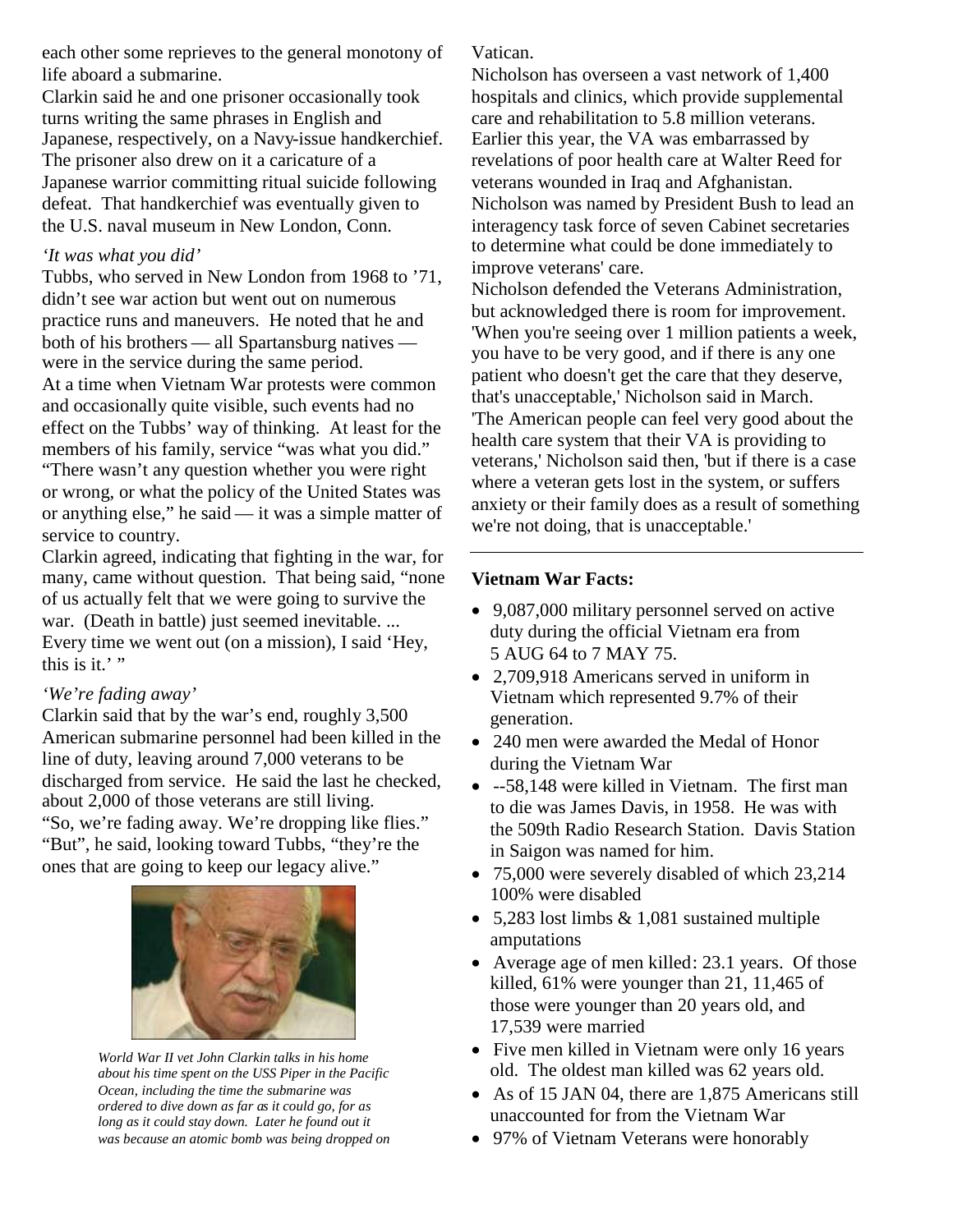each other some reprieves to the general monotony of life aboard a submarine.

Clarkin said he and one prisoner occasionally took turns writing the same phrases in English and Japanese, respectively, on a Navy-issue handkerchief. The prisoner also drew on it a caricature of a Japanese warrior committing ritual suicide following defeat. That handkerchief was eventually given to the U.S. naval museum in New London, Conn.

*'It was what you did'*

Tubbs, who served in New London from 1968 to '71, didn't see war action but went out on numerous practice runs and maneuvers. He noted that he and both of his brothers — all Spartansburg natives — were in the service during the same period.

At a time when Vietnam War protests were common and occasionally quite visible, such events had no effect on the Tubbs' way of thinking. At least for the members of his family, service "was what you did." "There wasn't any question whether you were right or wrong, or what the policy of the United States was or anything else," he said — it was a simple matter of service to country.

Clarkin agreed, indicating that fighting in the war, for many, came without question. That being said, "none of us actually felt that we were going to survive the war. (Death in battle) just seemed inevitable. ... Every time we went out (on a mission), I said 'Hey, this is it.' "

*'We're fading away'*

Clarkin said that by the war's end, roughly 3,500 American submarine personnel had been killed in the line of duty, leaving around 7,000 veterans to be discharged from service. He said the last he checked, about 2,000 of those veterans are still living.

"So, we're fading away. We're dropping like flies." "But", he said, looking toward Tubbs, "they're the ones that are going to keep our legacy alive."

*World War II vet John Clarkin talks in his home about his time spent on the USS Piper in the Pacific Ocean, including the time the submarine was ordered to dive down as far as it could go, for as long as it could stay down. Later he found out it was because an atomic bomb was being dropped on*

Vatican.

Nicholson has overseen a vast network of 1,400 hospitals and clinics, which provide supplemental care and rehabilitation to 5.8 million veterans. Earlier this year, the VA was embarrassed by revelations of poor health care at Walter Reed for veterans wounded in Iraq and Afghanistan. Nicholson was named by President Bush to lead an interagency task force of seven Cabinet secretaries to determine what could be done immediately to improve veterans' care.

Nicholson defended the Veterans Administration, but acknowledged there is room for improvement. 'When you're seeing over 1 million patients a week, you have to be very good, and if there is any one patient who doesn't get the care that they deserve, that's unacceptable,' Nicholson said in March. 'The American people can feel very good about the health care system that their VA is providing to veterans,' Nicholson said then, 'but if there is a case where a veteran gets lost in the system, or suffers anxiety or their family does as a result of something we're not doing, that is unacceptable.'

---

**Vietnam War Facts:**

- 9,087,000 military personnel served on active duty during the official Vietnam era from 5 AUG 64 to 7 MAY 75.
- 2,709,918 Americans served in uniform in Vietnam which represented 9.7% of their generation.
- 240 men were awarded the Medal of Honor during the Vietnam War
- --58,148 were killed in Vietnam. The first man to die was James Davis, in 1958. He was with the 509th Radio Research Station. Davis Station in Saigon was named for him.
- 75,000 were severely disabled of which 23,214 100% were disabled
- 5,283 lost limbs & 1,081 sustained multiple amputations
- Average age of men killed: 23.1 years. Of those killed, 61% were younger than 21, 11,465 of those were younger than 20 years old, and 17,539 were married
- Five men killed in Vietnam were only 16 years old. The oldest man killed was 62 years old.
- As of 15 JAN 04, there are 1,875 Americans still unaccounted for from the Vietnam War
- 97% of Vietnam Veterans were honorably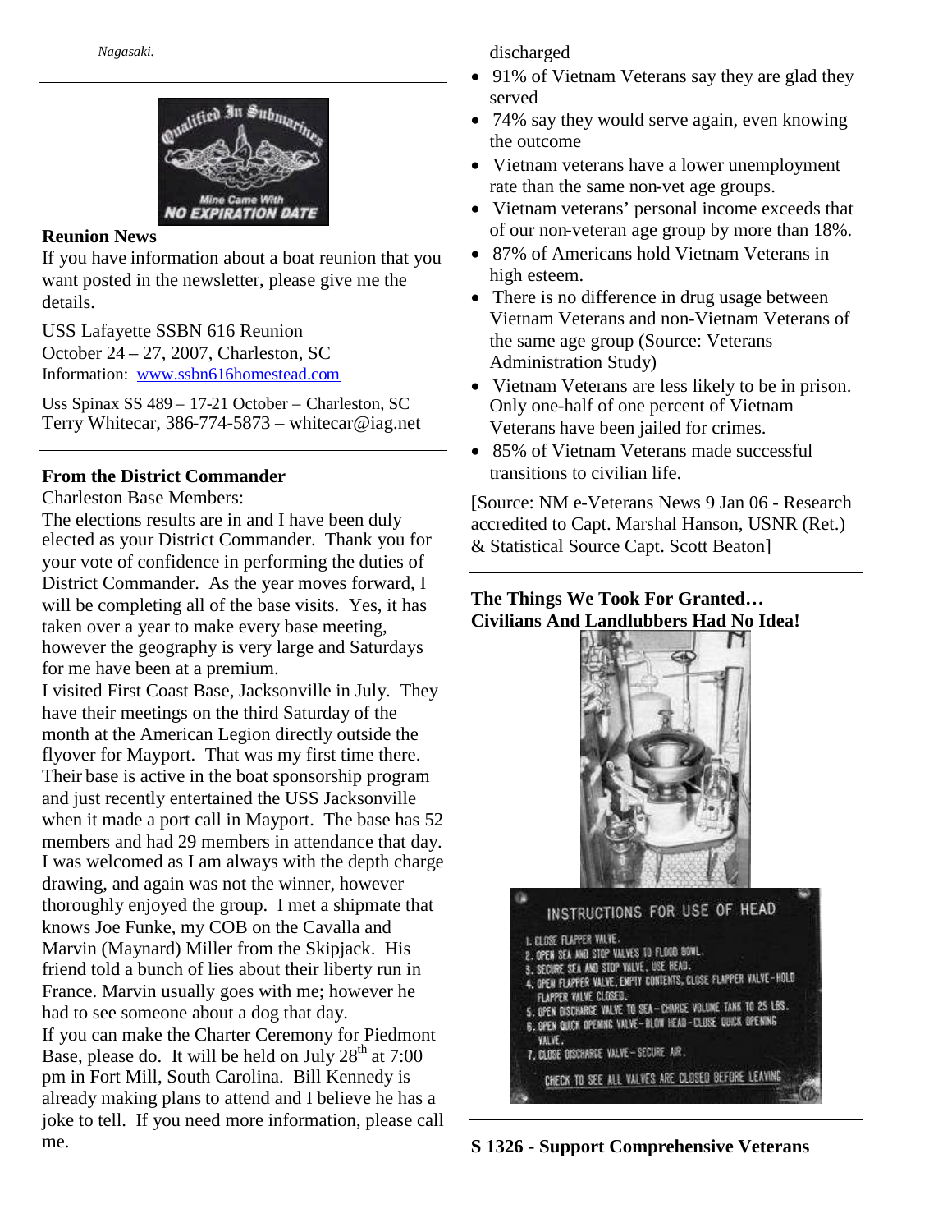*Nagasaki.*

---

## Reunion News

If you have information about a boat reunion that you want posted in the newsletter, please give me the details.

USS Lafayette SSBN 616 Reunion
October 24 – 27, 2007, Charleston, SC
Information: www.ssbn616homestead.com

Uss Spinax SS 489 – 17-21 October – Charleston, SC
Terry Whitecar, 386-774-5873 – whitecar@iag.net

---

## From the District Commander

Charleston Base Members:

The elections results are in and I have been duly elected as your District Commander. Thank you for your vote of confidence in performing the duties of District Commander. As the year moves forward, I will be completing all of the base visits. Yes, it has taken over a year to make every base meeting, however the geography is very large and Saturdays for me have been at a premium.

I visited First Coast Base, Jacksonville in July. They have their meetings on the third Saturday of the month at the American Legion directly outside the flyover for Mayport. That was my first time there. Their base is active in the boat sponsorship program and just recently entertained the USS Jacksonville when it made a port call in Mayport. The base has 52 members and had 29 members in attendance that day. I was welcomed as I am always with the depth charge drawing, and again was not the winner, however thoroughly enjoyed the group. I met a shipmate that knows Joe Funke, my COB on the Cavalla and Marvin (Maynard) Miller from the Skipjack. His friend told a bunch of lies about their liberty run in France. Marvin usually goes with me; however he had to see someone about a dog that day.

If you can make the Charter Ceremony for Piedmont Base, please do. It will be held on July 28th at 7:00 pm in Fort Mill, South Carolina. Bill Kennedy is already making plans to attend and I believe he has a joke to tell. If you need more information, please call me.

discharged

- 91% of Vietnam Veterans say they are glad they served
- 74% say they would serve again, even knowing the outcome
- Vietnam veterans have a lower unemployment rate than the same non-vet age groups.
- Vietnam veterans' personal income exceeds that of our non-veteran age group by more than 18%.
- 87% of Americans hold Vietnam Veterans in high esteem.
- There is no difference in drug usage between Vietnam Veterans and non-Vietnam Veterans of the same age group (Source: Veterans Administration Study)
- Vietnam Veterans are less likely to be in prison. Only one-half of one percent of Vietnam Veterans have been jailed for crimes.
- 85% of Vietnam Veterans made successful transitions to civilian life.

[Source: NM e-Veterans News 9 Jan 06 - Research accredited to Capt. Marshal Hanson, USNR (Ret.) & Statistical Source Capt. Scott Beaton]

---

## The Things We Took For Granted… Civilians And Landlubbers Had No Idea!

---

## S 1326 - Support Comprehensive Veterans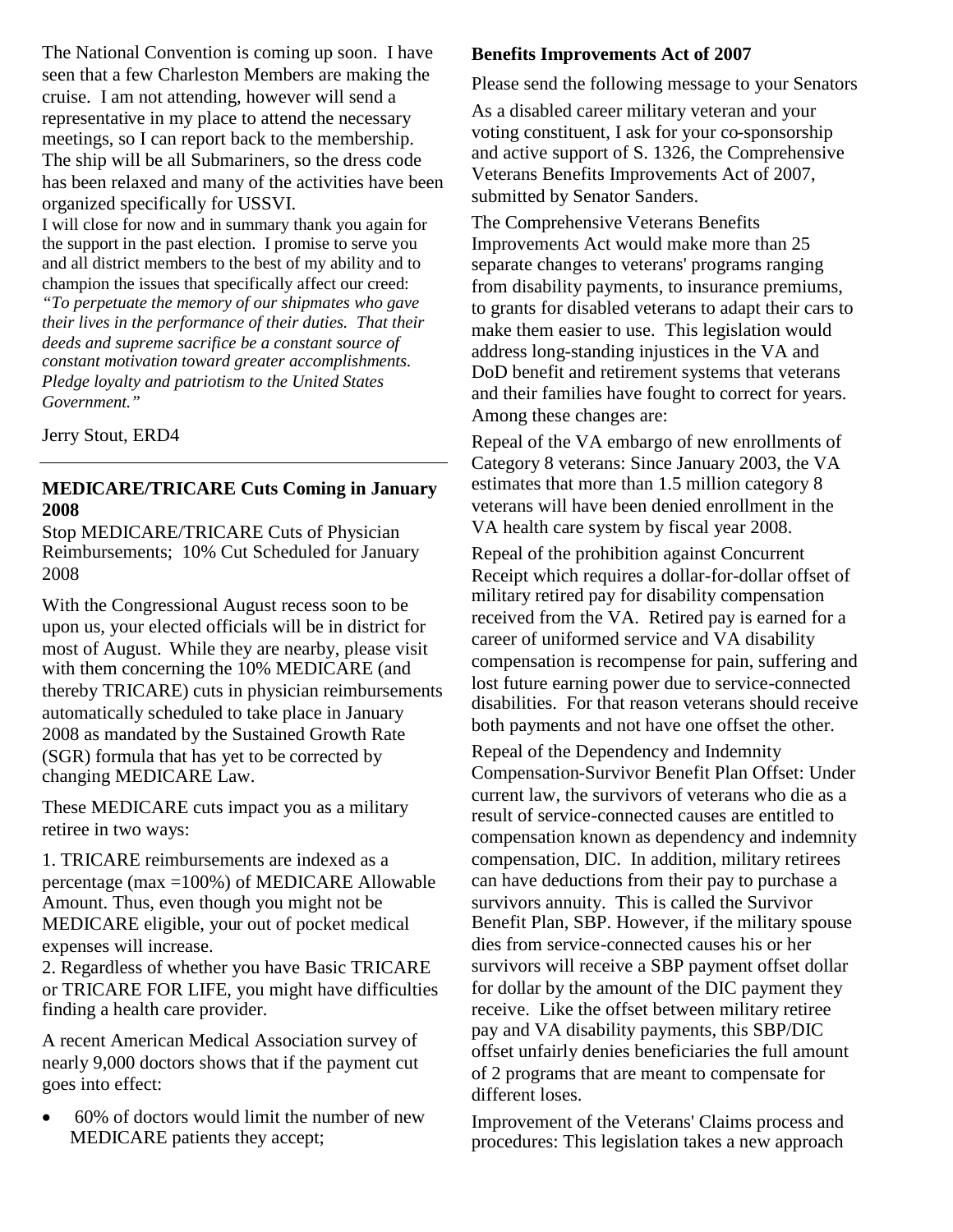The National Convention is coming up soon. I have seen that a few Charleston Members are making the cruise. I am not attending, however will send a representative in my place to attend the necessary meetings, so I can report back to the membership. The ship will be all Submariners, so the dress code has been relaxed and many of the activities have been organized specifically for USSVI.

I will close for now and in summary thank you again for the support in the past election. I promise to serve you and all district members to the best of my ability and to champion the issues that specifically affect our creed: *"To perpetuate the memory of our shipmates who gave their lives in the performance of their duties. That their deeds and supreme sacrifice be a constant source of constant motivation toward greater accomplishments. Pledge loyalty and patriotism to the United States Government."*

Jerry Stout, ERD4

---

**MEDICARE/TRICARE Cuts Coming in January 2008**

Stop MEDICARE/TRICARE Cuts of Physician Reimbursements; 10% Cut Scheduled for January 2008

With the Congressional August recess soon to be upon us, your elected officials will be in district for most of August. While they are nearby, please visit with them concerning the 10% MEDICARE (and thereby TRICARE) cuts in physician reimbursements automatically scheduled to take place in January 2008 as mandated by the Sustained Growth Rate (SGR) formula that has yet to be corrected by changing MEDICARE Law.

These MEDICARE cuts impact you as a military retiree in two ways:

1. TRICARE reimbursements are indexed as a percentage (max =100%) of MEDICARE Allowable Amount. Thus, even though you might not be MEDICARE eligible, your out of pocket medical expenses will increase.
2. Regardless of whether you have Basic TRICARE or TRICARE FOR LIFE, you might have difficulties finding a health care provider.

A recent American Medical Association survey of nearly 9,000 doctors shows that if the payment cut goes into effect:

- 60% of doctors would limit the number of new MEDICARE patients they accept;

**Benefits Improvements Act of 2007**

Please send the following message to your Senators

As a disabled career military veteran and your voting constituent, I ask for your co-sponsorship and active support of S. 1326, the Comprehensive Veterans Benefits Improvements Act of 2007, submitted by Senator Sanders.

The Comprehensive Veterans Benefits Improvements Act would make more than 25 separate changes to veterans' programs ranging from disability payments, to insurance premiums, to grants for disabled veterans to adapt their cars to make them easier to use. This legislation would address long-standing injustices in the VA and DoD benefit and retirement systems that veterans and their families have fought to correct for years. Among these changes are:

Repeal of the VA embargo of new enrollments of Category 8 veterans: Since January 2003, the VA estimates that more than 1.5 million category 8 veterans will have been denied enrollment in the VA health care system by fiscal year 2008.

Repeal of the prohibition against Concurrent Receipt which requires a dollar-for-dollar offset of military retired pay for disability compensation received from the VA. Retired pay is earned for a career of uniformed service and VA disability compensation is recompense for pain, suffering and lost future earning power due to service-connected disabilities. For that reason veterans should receive both payments and not have one offset the other.

Repeal of the Dependency and Indemnity Compensation-Survivor Benefit Plan Offset: Under current law, the survivors of veterans who die as a result of service-connected causes are entitled to compensation known as dependency and indemnity compensation, DIC. In addition, military retirees can have deductions from their pay to purchase a survivors annuity. This is called the Survivor Benefit Plan, SBP. However, if the military spouse dies from service-connected causes his or her survivors will receive a SBP payment offset dollar for dollar by the amount of the DIC payment they receive. Like the offset between military retiree pay and VA disability payments, this SBP/DIC offset unfairly denies beneficiaries the full amount of 2 programs that are meant to compensate for different loses.

Improvement of the Veterans' Claims process and procedures: This legislation takes a new approach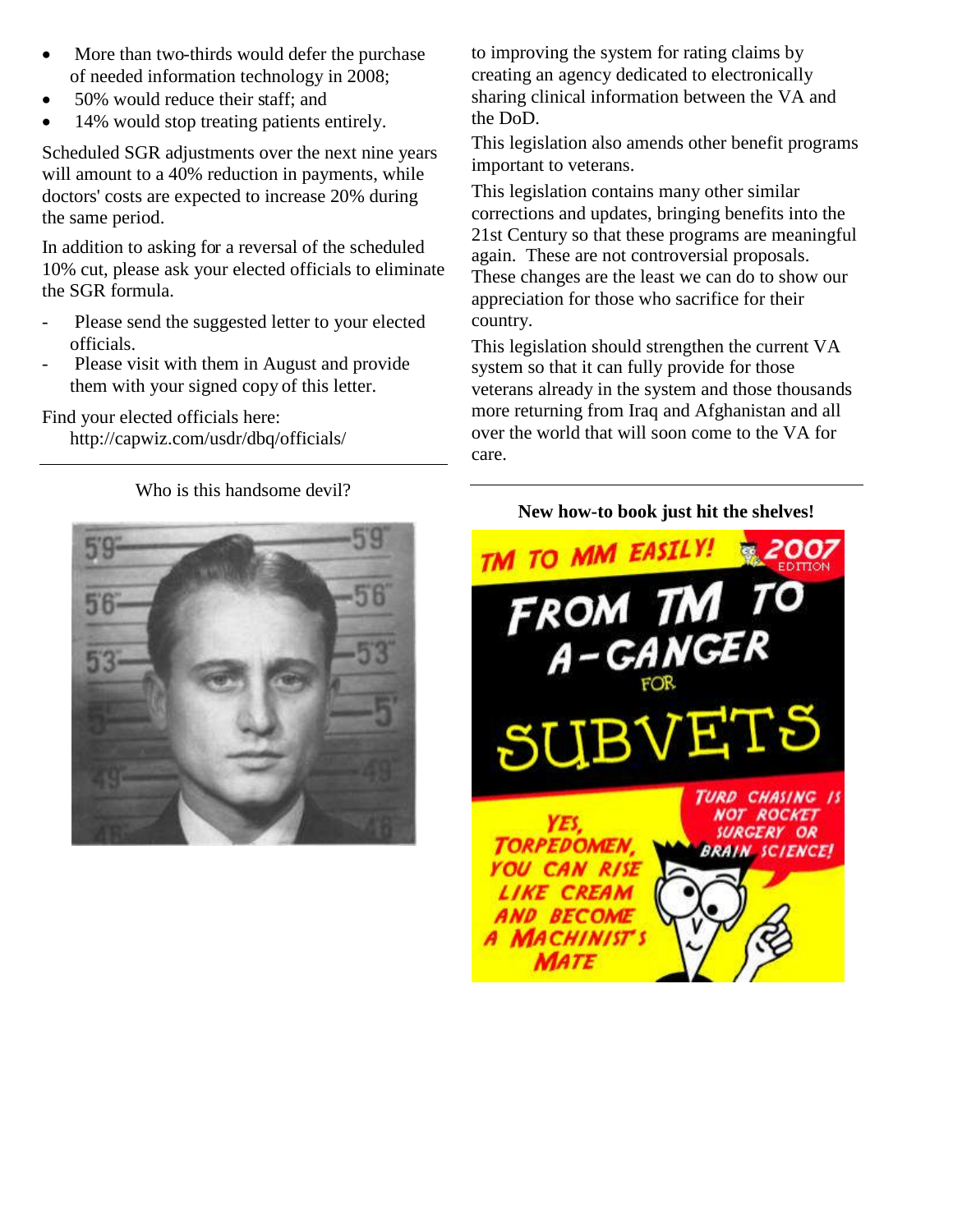- More than two-thirds would defer the purchase of needed information technology in 2008;
- 50% would reduce their staff; and
- 14% would stop treating patients entirely.

Scheduled SGR adjustments over the next nine years will amount to a 40% reduction in payments, while doctors' costs are expected to increase 20% during the same period.

In addition to asking for a reversal of the scheduled 10% cut, please ask your elected officials to eliminate the SGR formula.

- Please send the suggested letter to your elected officials.
- Please visit with them in August and provide them with your signed copy of this letter.

Find your elected officials here:
http://capwiz.com/usdr/dbq/officials/

---

Who is this handsome devil?

to improving the system for rating claims by creating an agency dedicated to electronically sharing clinical information between the VA and the DoD.

This legislation also amends other benefit programs important to veterans.

This legislation contains many other similar corrections and updates, bringing benefits into the 21st Century so that these programs are meaningful again. These are not controversial proposals. These changes are the least we can do to show our appreciation for those who sacrifice for their country.

This legislation should strengthen the current VA system so that it can fully provide for those veterans already in the system and those thousands more returning from Iraq and Afghanistan and all over the world that will soon come to the VA for care.

---

**New how-to book just hit the shelves!**